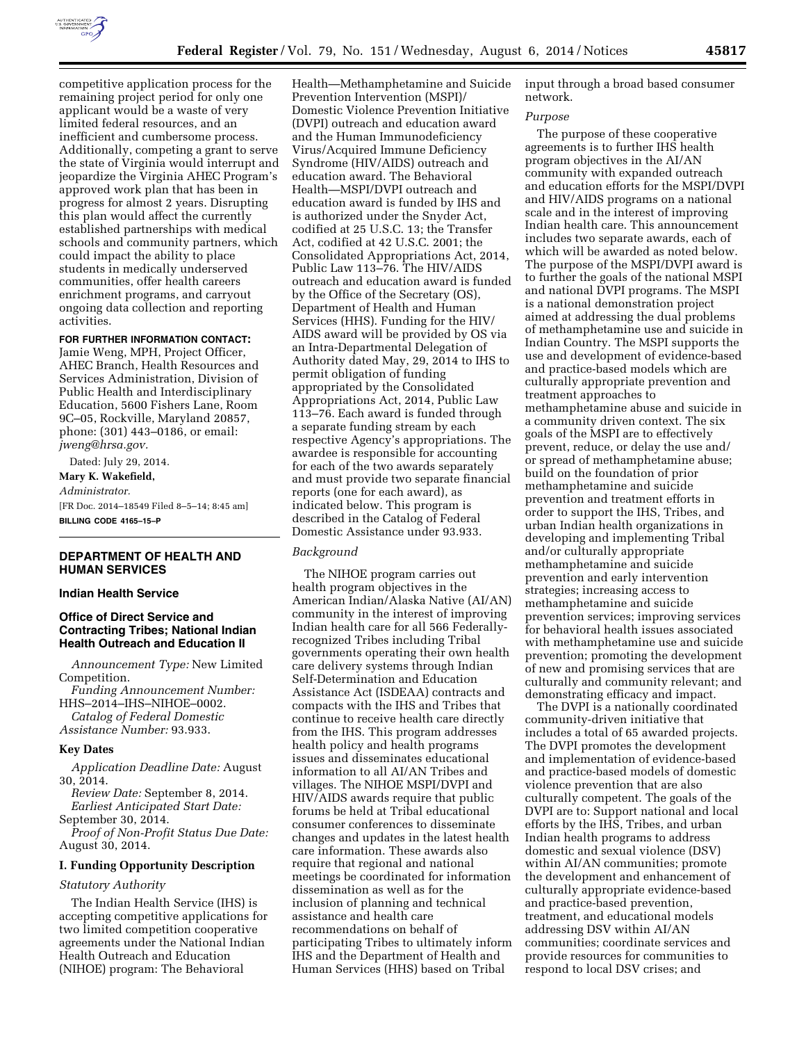competitive application process for the remaining project period for only one applicant would be a waste of very limited federal resources, and an inefficient and cumbersome process. Additionally, competing a grant to serve the state of Virginia would interrupt and jeopardize the Virginia AHEC Program's approved work plan that has been in progress for almost 2 years. Disrupting this plan would affect the currently established partnerships with medical schools and community partners, which could impact the ability to place students in medically underserved communities, offer health careers enrichment programs, and carryout ongoing data collection and reporting activities.

**FOR FURTHER INFORMATION CONTACT:** Jamie Weng, MPH, Project Officer, AHEC Branch, Health Resources and Services Administration, Division of Public Health and Interdisciplinary Education, 5600 Fishers Lane, Room 9C–05, Rockville, Maryland 20857, phone: (301) 443–0186, or email: *jweng@hrsa.gov.*

Dated: July 29, 2014.

**Mary K. Wakefield,**

*Administrator.*

[FR Doc. 2014–18549 Filed 8–5–14; 8:45 am]

**BILLING CODE 4165–15–P**

## DEPARTMENT OF HEALTH AND HUMAN SERVICES

### Indian Health Service

### Office of Direct Service and Contracting Tribes; National Indian Health Outreach and Education II

*Announcement Type:* New Limited Competition.

*Funding Announcement Number:* HHS–2014–IHS–NIHOE–0002.

*Catalog of Federal Domestic Assistance Number:* 93.933.

#### Key Dates

*Application Deadline Date:* August 30, 2014.

*Review Date:* September 8, 2014.

*Earliest Anticipated Start Date:* September 30, 2014.

*Proof of Non-Profit Status Due Date:* August 30, 2014.

#### I. Funding Opportunity Description

*Statutory Authority*

The Indian Health Service (IHS) is accepting competitive applications for two limited competition cooperative agreements under the National Indian Health Outreach and Education (NIHOE) program: The Behavioral Health—Methamphetamine and Suicide Prevention Intervention (MSPI)/ Domestic Violence Prevention Initiative (DVPI) outreach and education award and the Human Immunodeficiency Virus/Acquired Immune Deficiency Syndrome (HIV/AIDS) outreach and education award. The Behavioral Health—MSPI/DVPI outreach and education award is funded by IHS and is authorized under the Snyder Act, codified at 25 U.S.C. 13; the Transfer Act, codified at 42 U.S.C. 2001; the Consolidated Appropriations Act, 2014, Public Law 113–76. The HIV/AIDS outreach and education award is funded by the Office of the Secretary (OS), Department of Health and Human Services (HHS). Funding for the HIV/ AIDS award will be provided by OS via an Intra-Departmental Delegation of Authority dated May, 29, 2014 to IHS to permit obligation of funding appropriated by the Consolidated Appropriations Act, 2014, Public Law 113–76. Each award is funded through a separate funding stream by each respective Agency's appropriations. The awardee is responsible for accounting for each of the two awards separately and must provide two separate financial reports (one for each award), as indicated below. This program is described in the Catalog of Federal Domestic Assistance under 93.933.

*Background*

The NIHOE program carries out health program objectives in the American Indian/Alaska Native (AI/AN) community in the interest of improving Indian health care for all 566 Federally-recognized Tribes including Tribal governments operating their own health care delivery systems through Indian Self-Determination and Education Assistance Act (ISDEAA) contracts and compacts with the IHS and Tribes that continue to receive health care directly from the IHS. This program addresses health policy and health programs issues and disseminates educational information to all AI/AN Tribes and villages. The NIHOE MSPI/DVPI and HIV/AIDS awards require that public forums be held at Tribal educational consumer conferences to disseminate changes and updates in the latest health care information. These awards also require that regional and national meetings be coordinated for information dissemination as well as for the inclusion of planning and technical assistance and health care recommendations on behalf of participating Tribes to ultimately inform IHS and the Department of Health and Human Services (HHS) based on Tribal input through a broad based consumer network.

*Purpose*

The purpose of these cooperative agreements is to further IHS health program objectives in the AI/AN community with expanded outreach and education efforts for the MSPI/DVPI and HIV/AIDS programs on a national scale and in the interest of improving Indian health care. This announcement includes two separate awards, each of which will be awarded as noted below. The purpose of the MSPI/DVPI award is to further the goals of the national MSPI and national DVPI programs. The MSPI is a national demonstration project aimed at addressing the dual problems of methamphetamine use and suicide in Indian Country. The MSPI supports the use and development of evidence-based and practice-based models which are culturally appropriate prevention and treatment approaches to methamphetamine abuse and suicide in a community driven context. The six goals of the MSPI are to effectively prevent, reduce, or delay the use and/ or spread of methamphetamine abuse; build on the foundation of prior methamphetamine and suicide prevention and treatment efforts in order to support the IHS, Tribes, and urban Indian health organizations in developing and implementing Tribal and/or culturally appropriate methamphetamine and suicide prevention and early intervention strategies; increasing access to methamphetamine and suicide prevention services; improving services for behavioral health issues associated with methamphetamine use and suicide prevention; promoting the development of new and promising services that are culturally and community relevant; and demonstrating efficacy and impact.

The DVPI is a nationally coordinated community-driven initiative that includes a total of 65 awarded projects. The DVPI promotes the development and implementation of evidence-based and practice-based models of domestic violence prevention that are also culturally competent. The goals of the DVPI are to: Support national and local efforts by the IHS, Tribes, and urban Indian health programs to address domestic and sexual violence (DSV) within AI/AN communities; promote the development and enhancement of culturally appropriate evidence-based and practice-based prevention, treatment, and educational models addressing DSV within AI/AN communities; coordinate services and provide resources for communities to respond to local DSV crises; and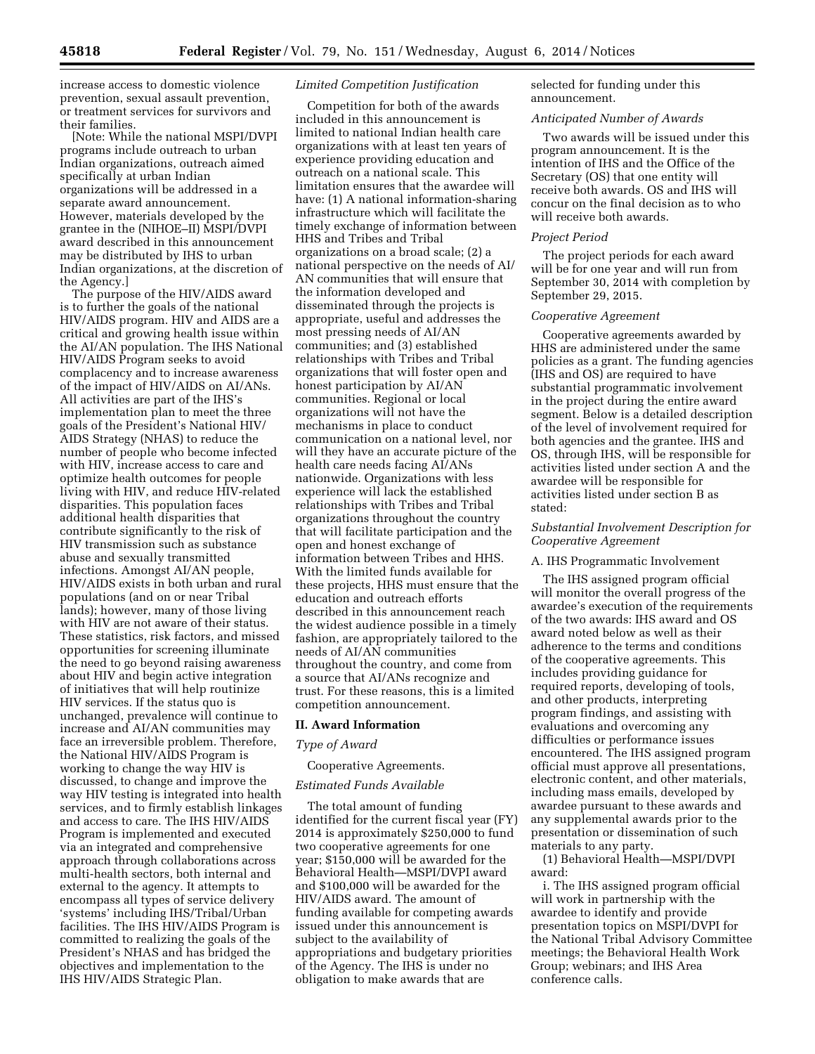increase access to domestic violence prevention, sexual assault prevention, or treatment services for survivors and their families.

[Note: While the national MSPI/DVPI programs include outreach to urban Indian organizations, outreach aimed specifically at urban Indian organizations will be addressed in a separate award announcement. However, materials developed by the grantee in the (NIHOE–II) MSPI/DVPI award described in this announcement may be distributed by IHS to urban Indian organizations, at the discretion of the Agency.]

The purpose of the HIV/AIDS award is to further the goals of the national HIV/AIDS program. HIV and AIDS are a critical and growing health issue within the AI/AN population. The IHS National HIV/AIDS Program seeks to avoid complacency and to increase awareness of the impact of HIV/AIDS on AI/ANs. All activities are part of the IHS's implementation plan to meet the three goals of the President's National HIV/AIDS Strategy (NHAS) to reduce the number of people who become infected with HIV, increase access to care and optimize health outcomes for people living with HIV, and reduce HIV-related disparities. This population faces additional health disparities that contribute significantly to the risk of HIV transmission such as substance abuse and sexually transmitted infections. Amongst AI/AN people, HIV/AIDS exists in both urban and rural populations (and on or near Tribal lands); however, many of those living with HIV are not aware of their status. These statistics, risk factors, and missed opportunities for screening illuminate the need to go beyond raising awareness about HIV and begin active integration of initiatives that will help routinize HIV services. If the status quo is unchanged, prevalence will continue to increase and AI/AN communities may face an irreversible problem. Therefore, the National HIV/AIDS Program is working to change the way HIV is discussed, to change and improve the way HIV testing is integrated into health services, and to firmly establish linkages and access to care. The IHS HIV/AIDS Program is implemented and executed via an integrated and comprehensive approach through collaborations across multi-health sectors, both internal and external to the agency. It attempts to encompass all types of service delivery 'systems' including IHS/Tribal/Urban facilities. The IHS HIV/AIDS Program is committed to realizing the goals of the President's NHAS and has bridged the objectives and implementation to the IHS HIV/AIDS Strategic Plan.

*Limited Competition Justification*

Competition for both of the awards included in this announcement is limited to national Indian health care organizations with at least ten years of experience providing education and outreach on a national scale. This limitation ensures that the awardee will have: (1) A national information-sharing infrastructure which will facilitate the timely exchange of information between HHS and Tribes and Tribal organizations on a broad scale; (2) a national perspective on the needs of AI/AN communities that will ensure that the information developed and disseminated through the projects is appropriate, useful and addresses the most pressing needs of AI/AN communities; and (3) established relationships with Tribes and Tribal organizations that will foster open and honest participation by AI/AN communities. Regional or local organizations will not have the mechanisms in place to conduct communication on a national level, nor will they have an accurate picture of the health care needs facing AI/ANs nationwide. Organizations with less experience will lack the established relationships with Tribes and Tribal organizations throughout the country that will facilitate participation and the open and honest exchange of information between Tribes and HHS. With the limited funds available for these projects, HHS must ensure that the education and outreach efforts described in this announcement reach the widest audience possible in a timely fashion, are appropriately tailored to the needs of AI/AN communities throughout the country, and come from a source that AI/ANs recognize and trust. For these reasons, this is a limited competition announcement.

## II. Award Information

*Type of Award*

Cooperative Agreements.

*Estimated Funds Available*

The total amount of funding identified for the current fiscal year (FY) 2014 is approximately $250,000 to fund two cooperative agreements for one year; $150,000 will be awarded for the Behavioral Health—MSPI/DVPI award and $100,000 will be awarded for the HIV/AIDS award. The amount of funding available for competing awards issued under this announcement is subject to the availability of appropriations and budgetary priorities of the Agency. The IHS is under no obligation to make awards that are selected for funding under this announcement.

*Anticipated Number of Awards*

Two awards will be issued under this program announcement. It is the intention of IHS and the Office of the Secretary (OS) that one entity will receive both awards. OS and IHS will concur on the final decision as to who will receive both awards.

*Project Period*

The project periods for each award will be for one year and will run from September 30, 2014 with completion by September 29, 2015.

*Cooperative Agreement*

Cooperative agreements awarded by HHS are administered under the same policies as a grant. The funding agencies (IHS and OS) are required to have substantial programmatic involvement in the project during the entire award segment. Below is a detailed description of the level of involvement required for both agencies and the grantee. IHS and OS, through IHS, will be responsible for activities listed under section A and the awardee will be responsible for activities listed under section B as stated:

*Substantial Involvement Description for Cooperative Agreement*

A. IHS Programmatic Involvement

The IHS assigned program official will monitor the overall progress of the awardee's execution of the requirements of the two awards: IHS award and OS award noted below as well as their adherence to the terms and conditions of the cooperative agreements. This includes providing guidance for required reports, developing of tools, and other products, interpreting program findings, and assisting with evaluations and overcoming any difficulties or performance issues encountered. The IHS assigned program official must approve all presentations, electronic content, and other materials, including mass emails, developed by awardee pursuant to these awards and any supplemental awards prior to the presentation or dissemination of such materials to any party.

(1) Behavioral Health—MSPI/DVPI award:

i. The IHS assigned program official will work in partnership with the awardee to identify and provide presentation topics on MSPI/DVPI for the National Tribal Advisory Committee meetings; the Behavioral Health Work Group; webinars; and IHS Area conference calls.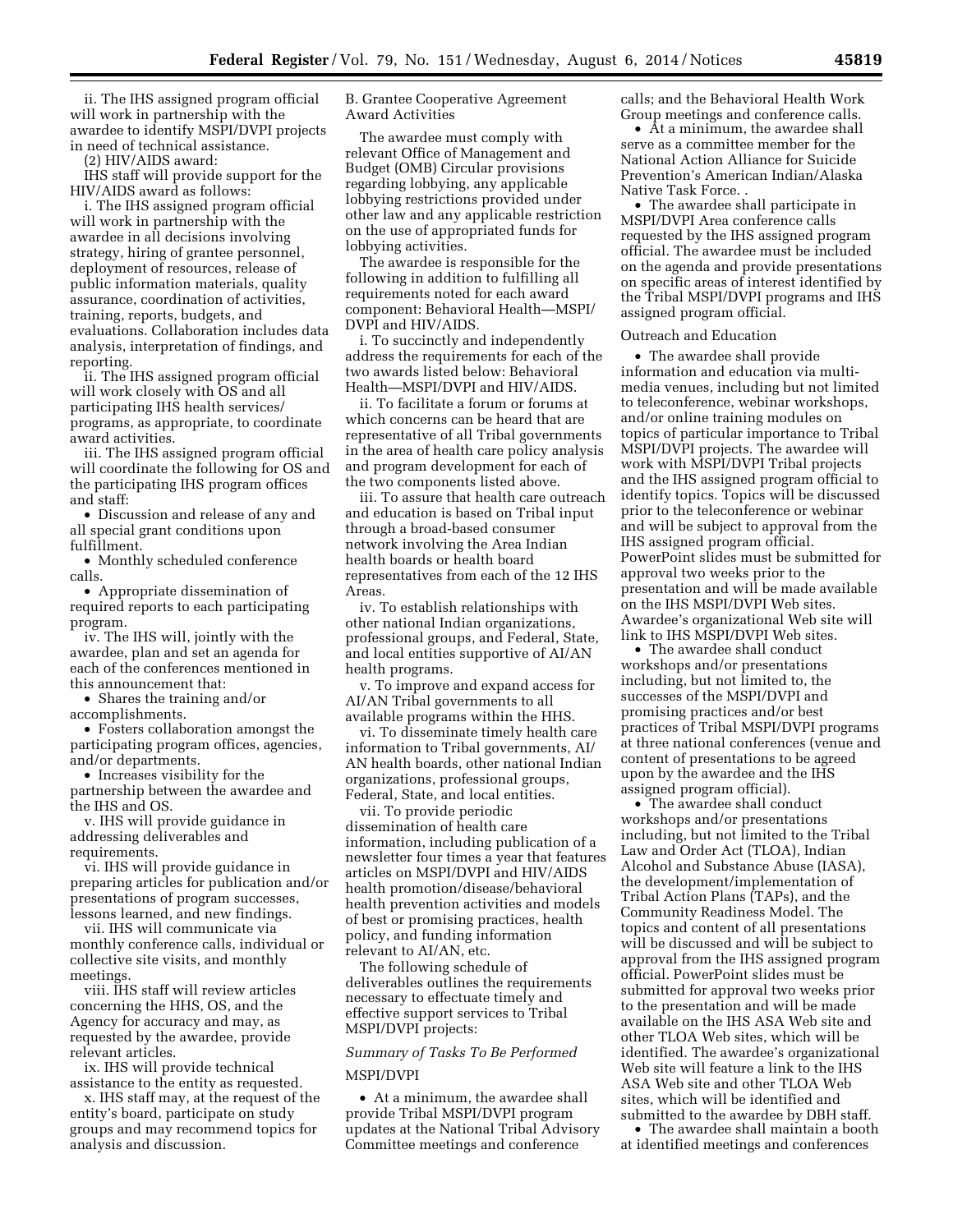ii. The IHS assigned program official will work in partnership with the awardee to identify MSPI/DVPI projects in need of technical assistance.

(2) HIV/AIDS award:

IHS staff will provide support for the HIV/AIDS award as follows:

i. The IHS assigned program official will work in partnership with the awardee in all decisions involving strategy, hiring of grantee personnel, deployment of resources, release of public information materials, quality assurance, coordination of activities, training, reports, budgets, and evaluations. Collaboration includes data analysis, interpretation of findings, and reporting.

ii. The IHS assigned program official will work closely with OS and all participating IHS health services/programs, as appropriate, to coordinate award activities.

iii. The IHS assigned program official will coordinate the following for OS and the participating IHS program offices and staff:

- Discussion and release of any and all special grant conditions upon fulfillment.
- Monthly scheduled conference calls.
- Appropriate dissemination of required reports to each participating program.

iv. The IHS will, jointly with the awardee, plan and set an agenda for each of the conferences mentioned in this announcement that:

- Shares the training and/or accomplishments.
- Fosters collaboration amongst the participating program offices, agencies, and/or departments.
- Increases visibility for the partnership between the awardee and the IHS and OS.

v. IHS will provide guidance in addressing deliverables and requirements.

vi. IHS will provide guidance in preparing articles for publication and/or presentations of program successes, lessons learned, and new findings.

vii. IHS will communicate via monthly conference calls, individual or collective site visits, and monthly meetings.

viii. IHS staff will review articles concerning the HHS, OS, and the Agency for accuracy and may, as requested by the awardee, provide relevant articles.

ix. IHS will provide technical assistance to the entity as requested.

x. IHS staff may, at the request of the entity's board, participate on study groups and may recommend topics for analysis and discussion.

B. Grantee Cooperative Agreement Award Activities

The awardee must comply with relevant Office of Management and Budget (OMB) Circular provisions regarding lobbying, any applicable lobbying restrictions provided under other law and any applicable restriction on the use of appropriated funds for lobbying activities.

The awardee is responsible for the following in addition to fulfilling all requirements noted for each award component: Behavioral Health—MSPI/DVPI and HIV/AIDS.

i. To succinctly and independently address the requirements for each of the two awards listed below: Behavioral Health—MSPI/DVPI and HIV/AIDS.

ii. To facilitate a forum or forums at which concerns can be heard that are representative of all Tribal governments in the area of health care policy analysis and program development for each of the two components listed above.

iii. To assure that health care outreach and education is based on Tribal input through a broad-based consumer network involving the Area Indian health boards or health board representatives from each of the 12 IHS Areas.

iv. To establish relationships with other national Indian organizations, professional groups, and Federal, State, and local entities supportive of AI/AN health programs.

v. To improve and expand access for AI/AN Tribal governments to all available programs within the HHS.

vi. To disseminate timely health care information to Tribal governments, AI/AN health boards, other national Indian organizations, professional groups, Federal, State, and local entities.

vii. To provide periodic dissemination of health care information, including publication of a newsletter four times a year that features articles on MSPI/DVPI and HIV/AIDS health promotion/disease/behavioral health prevention activities and models of best or promising practices, health policy, and funding information relevant to AI/AN, etc.

The following schedule of deliverables outlines the requirements necessary to effectuate timely and effective support services to Tribal MSPI/DVPI projects:

*Summary of Tasks To Be Performed*

MSPI/DVPI

- At a minimum, the awardee shall provide Tribal MSPI/DVPI program updates at the National Tribal Advisory Committee meetings and conference calls; and the Behavioral Health Work Group meetings and conference calls.
- At a minimum, the awardee shall serve as a committee member for the National Action Alliance for Suicide Prevention's American Indian/Alaska Native Task Force. .
- The awardee shall participate in MSPI/DVPI Area conference calls requested by the IHS assigned program official. The awardee must be included on the agenda and provide presentations on specific areas of interest identified by the Tribal MSPI/DVPI programs and IHS assigned program official.

Outreach and Education

- The awardee shall provide information and education via multi-media venues, including but not limited to teleconference, webinar workshops, and/or online training modules on topics of particular importance to Tribal MSPI/DVPI projects. The awardee will work with MSPI/DVPI Tribal projects and the IHS assigned program official to identify topics. Topics will be discussed prior to the teleconference or webinar and will be subject to approval from the IHS assigned program official. PowerPoint slides must be submitted for approval two weeks prior to the presentation and will be made available on the IHS MSPI/DVPI Web sites. Awardee's organizational Web site will link to IHS MSPI/DVPI Web sites.
- The awardee shall conduct workshops and/or presentations including, but not limited to, the successes of the MSPI/DVPI and promising practices and/or best practices of Tribal MSPI/DVPI programs at three national conferences (venue and content of presentations to be agreed upon by the awardee and the IHS assigned program official).
- The awardee shall conduct workshops and/or presentations including, but not limited to the Tribal Law and Order Act (TLOA), Indian Alcohol and Substance Abuse (IASA), the development/implementation of Tribal Action Plans (TAPs), and the Community Readiness Model. The topics and content of all presentations will be discussed and will be subject to approval from the IHS assigned program official. PowerPoint slides must be submitted for approval two weeks prior to the presentation and will be made available on the IHS ASA Web site and other TLOA Web sites, which will be identified. The awardee's organizational Web site will feature a link to the IHS ASA Web site and other TLOA Web sites, which will be identified and submitted to the awardee by DBH staff.
- The awardee shall maintain a booth at identified meetings and conferences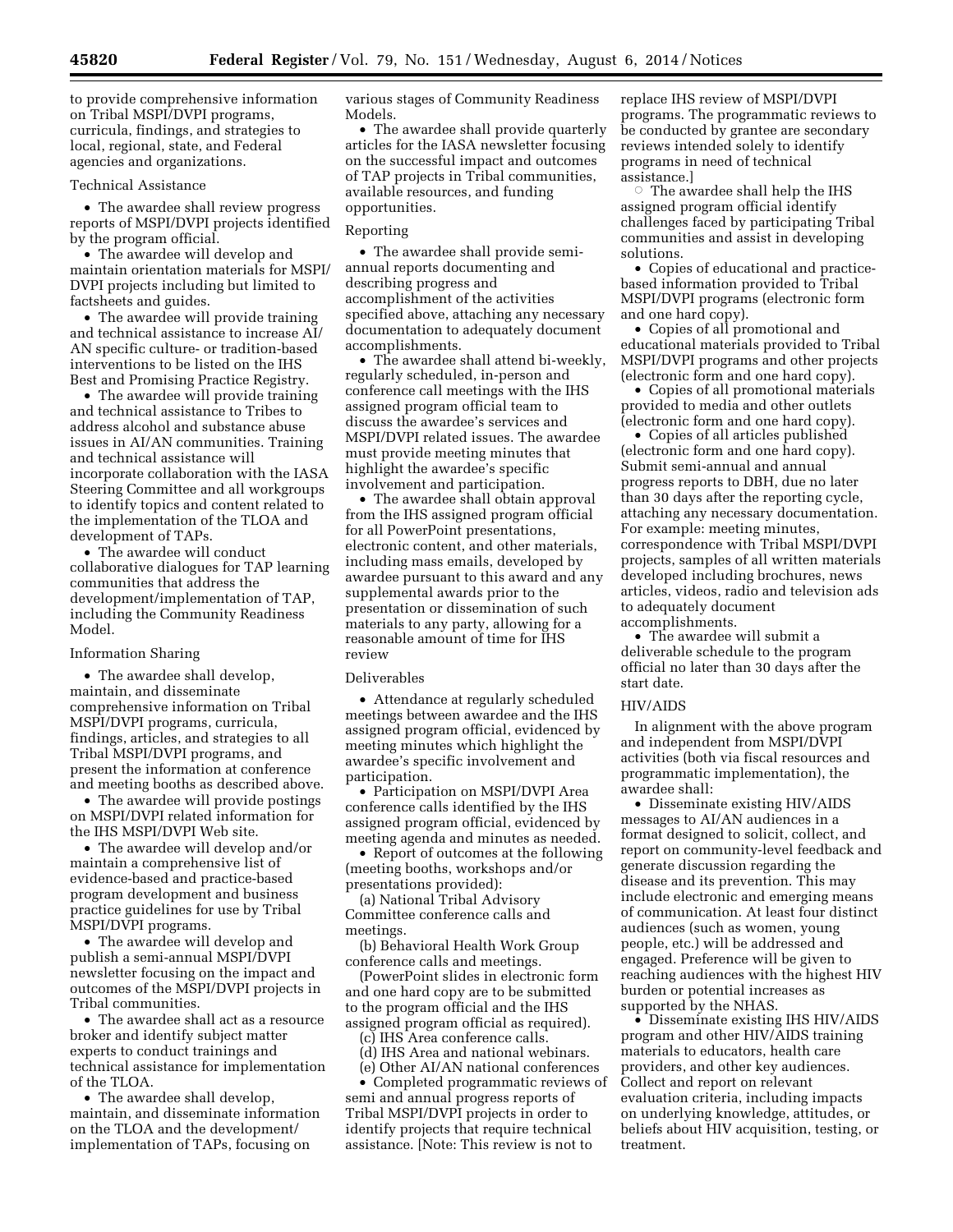to provide comprehensive information on Tribal MSPI/DVPI programs, curricula, findings, and strategies to local, regional, state, and Federal agencies and organizations.

Technical Assistance

- The awardee shall review progress reports of MSPI/DVPI projects identified by the program official.
- The awardee will develop and maintain orientation materials for MSPI/DVPI projects including but limited to factsheets and guides.
- The awardee will provide training and technical assistance to increase AI/AN specific culture- or tradition-based interventions to be listed on the IHS Best and Promising Practice Registry.
- The awardee will provide training and technical assistance to Tribes to address alcohol and substance abuse issues in AI/AN communities. Training and technical assistance will incorporate collaboration with the IASA Steering Committee and all workgroups to identify topics and content related to the implementation of the TLOA and development of TAPs.
- The awardee will conduct collaborative dialogues for TAP learning communities that address the development/implementation of TAP, including the Community Readiness Model.

Information Sharing

- The awardee shall develop, maintain, and disseminate comprehensive information on Tribal MSPI/DVPI programs, curricula, findings, articles, and strategies to all Tribal MSPI/DVPI programs, and present the information at conference and meeting booths as described above.
- The awardee will provide postings on MSPI/DVPI related information for the IHS MSPI/DVPI Web site.
- The awardee will develop and/or maintain a comprehensive list of evidence-based and practice-based program development and business practice guidelines for use by Tribal MSPI/DVPI programs.
- The awardee will develop and publish a semi-annual MSPI/DVPI newsletter focusing on the impact and outcomes of the MSPI/DVPI projects in Tribal communities.
- The awardee shall act as a resource broker and identify subject matter experts to conduct trainings and technical assistance for implementation of the TLOA.
- The awardee shall develop, maintain, and disseminate information on the TLOA and the development/implementation of TAPs, focusing on various stages of Community Readiness Models.
- The awardee shall provide quarterly articles for the IASA newsletter focusing on the successful impact and outcomes of TAP projects in Tribal communities, available resources, and funding opportunities.

Reporting

- The awardee shall provide semi-annual reports documenting and describing progress and accomplishment of the activities specified above, attaching any necessary documentation to adequately document accomplishments.
- The awardee shall attend bi-weekly, regularly scheduled, in-person and conference call meetings with the IHS assigned program official team to discuss the awardee's services and MSPI/DVPI related issues. The awardee must provide meeting minutes that highlight the awardee's specific involvement and participation.
- The awardee shall obtain approval from the IHS assigned program official for all PowerPoint presentations, electronic content, and other materials, including mass emails, developed by awardee pursuant to this award and any supplemental awards prior to the presentation or dissemination of such materials to any party, allowing for a reasonable amount of time for IHS review

Deliverables

- Attendance at regularly scheduled meetings between awardee and the IHS assigned program official, evidenced by meeting minutes which highlight the awardee's specific involvement and participation.
- Participation on MSPI/DVPI Area conference calls identified by the IHS assigned program official, evidenced by meeting agenda and minutes as needed.
- Report of outcomes at the following (meeting booths, workshops and/or presentations provided):

(a) National Tribal Advisory Committee conference calls and meetings.

(b) Behavioral Health Work Group conference calls and meetings.

(PowerPoint slides in electronic form and one hard copy are to be submitted to the program official and the IHS assigned program official as required).

(c) IHS Area conference calls.

(d) IHS Area and national webinars.

(e) Other AI/AN national conferences

- Completed programmatic reviews of semi and annual progress reports of Tribal MSPI/DVPI projects in order to identify projects that require technical assistance. [Note: This review is not to replace IHS review of MSPI/DVPI programs. The programmatic reviews to be conducted by grantee are secondary reviews intended solely to identify programs in need of technical assistance.]
  - The awardee shall help the IHS assigned program official identify challenges faced by participating Tribal communities and assist in developing solutions.
- Copies of educational and practice-based information provided to Tribal MSPI/DVPI programs (electronic form and one hard copy).
- Copies of all promotional and educational materials provided to Tribal MSPI/DVPI programs and other projects (electronic form and one hard copy).
- Copies of all promotional materials provided to media and other outlets (electronic form and one hard copy).
- Copies of all articles published (electronic form and one hard copy). Submit semi-annual and annual progress reports to DBH, due no later than 30 days after the reporting cycle, attaching any necessary documentation. For example: meeting minutes, correspondence with Tribal MSPI/DVPI projects, samples of all written materials developed including brochures, news articles, videos, radio and television ads to adequately document accomplishments.
- The awardee will submit a deliverable schedule to the program official no later than 30 days after the start date.

HIV/AIDS

In alignment with the above program and independent from MSPI/DVPI activities (both via fiscal resources and programmatic implementation), the awardee shall:

- Disseminate existing HIV/AIDS messages to AI/AN audiences in a format designed to solicit, collect, and report on community-level feedback and generate discussion regarding the disease and its prevention. This may include electronic and emerging means of communication. At least four distinct audiences (such as women, young people, etc.) will be addressed and engaged. Preference will be given to reaching audiences with the highest HIV burden or potential increases as supported by the NHAS.
- Disseminate existing IHS HIV/AIDS program and other HIV/AIDS training materials to educators, health care providers, and other key audiences. Collect and report on relevant evaluation criteria, including impacts on underlying knowledge, attitudes, or beliefs about HIV acquisition, testing, or treatment.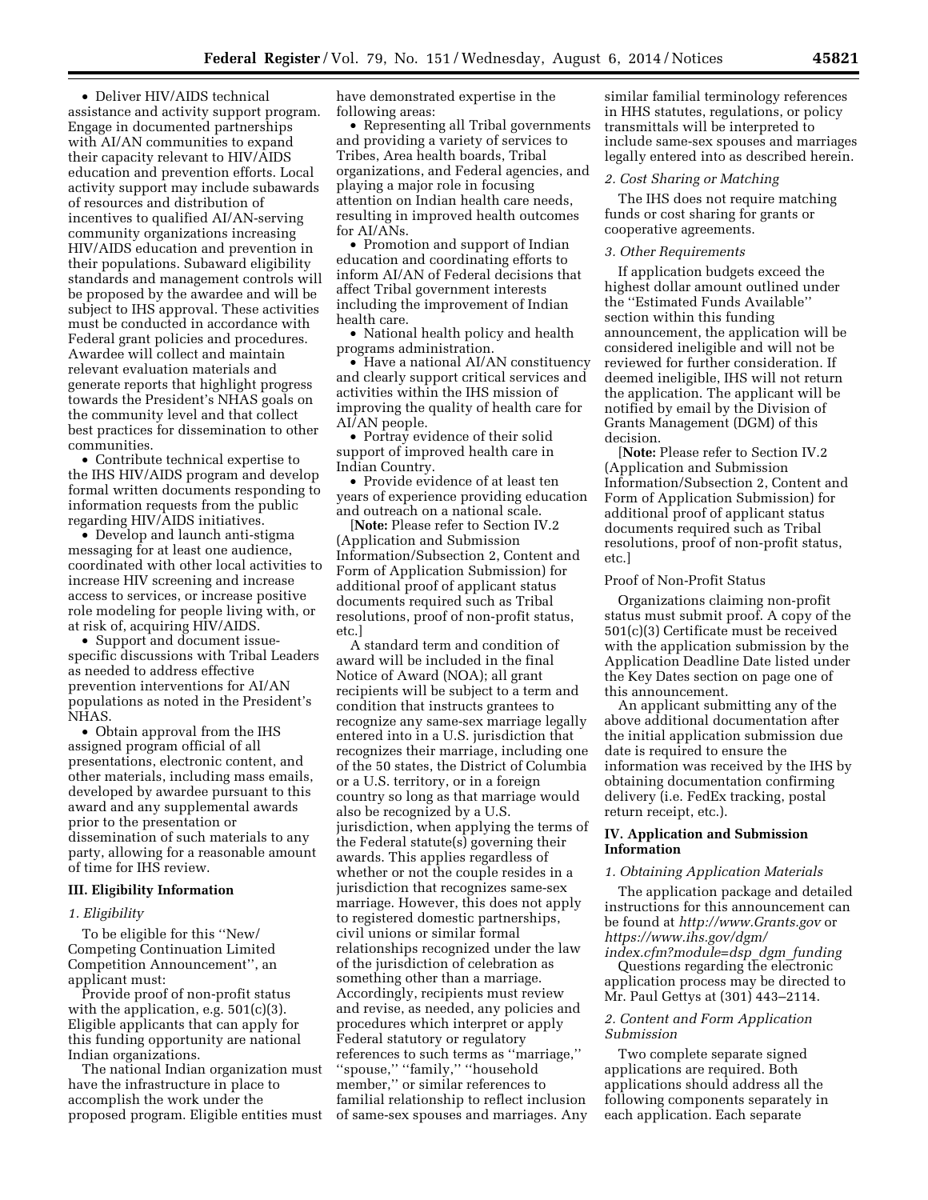- Deliver HIV/AIDS technical assistance and activity support program. Engage in documented partnerships with AI/AN communities to expand their capacity relevant to HIV/AIDS education and prevention efforts. Local activity support may include subawards of resources and distribution of incentives to qualified AI/AN-serving community organizations increasing HIV/AIDS education and prevention in their populations. Subaward eligibility standards and management controls will be proposed by the awardee and will be subject to IHS approval. These activities must be conducted in accordance with Federal grant policies and procedures. Awardee will collect and maintain relevant evaluation materials and generate reports that highlight progress towards the President's NHAS goals on the community level and that collect best practices for dissemination to other communities.
- Contribute technical expertise to the IHS HIV/AIDS program and develop formal written documents responding to information requests from the public regarding HIV/AIDS initiatives.
- Develop and launch anti-stigma messaging for at least one audience, coordinated with other local activities to increase HIV screening and increase access to services, or increase positive role modeling for people living with, or at risk of, acquiring HIV/AIDS.
- Support and document issue-specific discussions with Tribal Leaders as needed to address effective prevention interventions for AI/AN populations as noted in the President's NHAS.
- Obtain approval from the IHS assigned program official of all presentations, electronic content, and other materials, including mass emails, developed by awardee pursuant to this award and any supplemental awards prior to the presentation or dissemination of such materials to any party, allowing for a reasonable amount of time for IHS review.

## III. Eligibility Information

### *1. Eligibility*

To be eligible for this ''New/Competing Continuation Limited Competition Announcement'', an applicant must:

Provide proof of non-profit status with the application, e.g. 501(c)(3). Eligible applicants that can apply for this funding opportunity are national Indian organizations.

The national Indian organization must have the infrastructure in place to accomplish the work under the proposed program. Eligible entities must have demonstrated expertise in the following areas:

- Representing all Tribal governments and providing a variety of services to Tribes, Area health boards, Tribal organizations, and Federal agencies, and playing a major role in focusing attention on Indian health care needs, resulting in improved health outcomes for AI/ANs.
- Promotion and support of Indian education and coordinating efforts to inform AI/AN of Federal decisions that affect Tribal government interests including the improvement of Indian health care.
- National health policy and health programs administration.
- Have a national AI/AN constituency and clearly support critical services and activities within the IHS mission of improving the quality of health care for AI/AN people.
- Portray evidence of their solid support of improved health care in Indian Country.
- Provide evidence of at least ten years of experience providing education and outreach on a national scale.

[**Note:** Please refer to Section IV.2 (Application and Submission Information/Subsection 2, Content and Form of Application Submission) for additional proof of applicant status documents required such as Tribal resolutions, proof of non-profit status, etc.]

A standard term and condition of award will be included in the final Notice of Award (NOA); all grant recipients will be subject to a term and condition that instructs grantees to recognize any same-sex marriage legally entered into in a U.S. jurisdiction that recognizes their marriage, including one of the 50 states, the District of Columbia or a U.S. territory, or in a foreign country so long as that marriage would also be recognized by a U.S. jurisdiction, when applying the terms of the Federal statute(s) governing their awards. This applies regardless of whether or not the couple resides in a jurisdiction that recognizes same-sex marriage. However, this does not apply to registered domestic partnerships, civil unions or similar formal relationships recognized under the law of the jurisdiction of celebration as something other than a marriage. Accordingly, recipients must review and revise, as needed, any policies and procedures which interpret or apply Federal statutory or regulatory references to such terms as ''marriage,'' ''spouse,'' ''family,'' ''household member,'' or similar references to familial relationship to reflect inclusion of same-sex spouses and marriages. Any similar familial terminology references in HHS statutes, regulations, or policy transmittals will be interpreted to include same-sex spouses and marriages legally entered into as described herein.

### *2. Cost Sharing or Matching*

The IHS does not require matching funds or cost sharing for grants or cooperative agreements.

### *3. Other Requirements*

If application budgets exceed the highest dollar amount outlined under the ''Estimated Funds Available'' section within this funding announcement, the application will be considered ineligible and will not be reviewed for further consideration. If deemed ineligible, IHS will not return the application. The applicant will be notified by email by the Division of Grants Management (DGM) of this decision.

[**Note:** Please refer to Section IV.2 (Application and Submission Information/Subsection 2, Content and Form of Application Submission) for additional proof of applicant status documents required such as Tribal resolutions, proof of non-profit status, etc.]

Proof of Non-Profit Status

Organizations claiming non-profit status must submit proof. A copy of the 501(c)(3) Certificate must be received with the application submission by the Application Deadline Date listed under the Key Dates section on page one of this announcement.

An applicant submitting any of the above additional documentation after the initial application submission due date is required to ensure the information was received by the IHS by obtaining documentation confirming delivery (i.e. FedEx tracking, postal return receipt, etc.).

## IV. Application and Submission Information

### *1. Obtaining Application Materials*

The application package and detailed instructions for this announcement can be found at *http://www.Grants.gov* or *https://www.ihs.gov/dgm/index.cfm?module=dsp_dgm_funding*

Questions regarding the electronic application process may be directed to Mr. Paul Gettys at (301) 443–2114.

### *2. Content and Form Application Submission*

Two complete separate signed applications are required. Both applications should address all the following components separately in each application. Each separate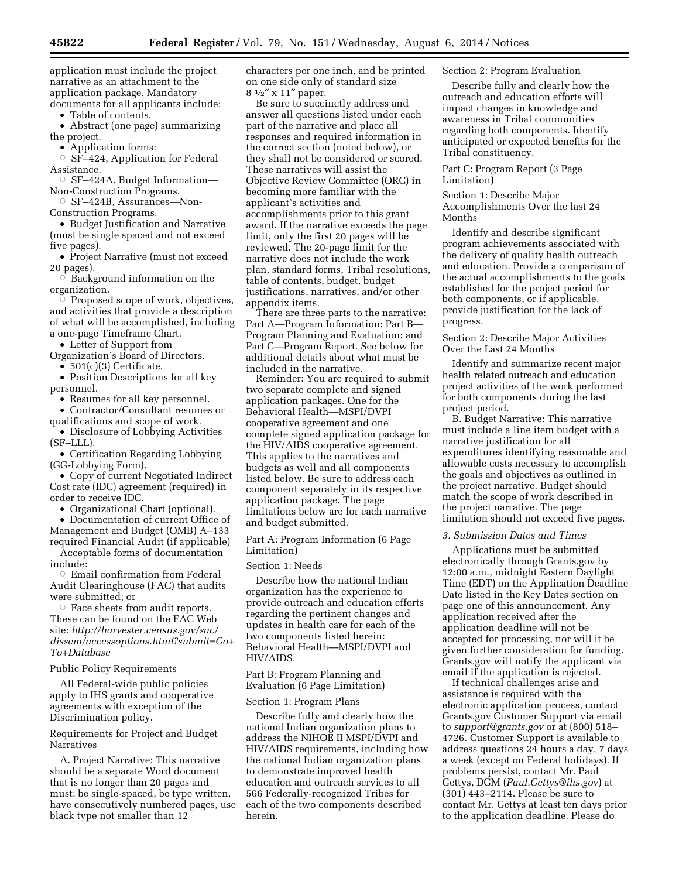application must include the project narrative as an attachment to the application package. Mandatory documents for all applicants include:

- Table of contents.
- Abstract (one page) summarizing the project.
- Application forms:
  - SF–424, Application for Federal Assistance.
  - SF–424A, Budget Information—Non-Construction Programs.
  - SF–424B, Assurances—Non-Construction Programs.
- Budget Justification and Narrative (must be single spaced and not exceed five pages).
- Project Narrative (must not exceed 20 pages).
  - Background information on the organization.
  - Proposed scope of work, objectives, and activities that provide a description of what will be accomplished, including a one-page Timeframe Chart.
- Letter of Support from Organization's Board of Directors.
- 501(c)(3) Certificate.
- Position Descriptions for all key personnel.
- Resumes for all key personnel.
- Contractor/Consultant resumes or qualifications and scope of work.
- Disclosure of Lobbying Activities (SF–LLL).
- Certification Regarding Lobbying (GG-Lobbying Form).
- Copy of current Negotiated Indirect Cost rate (IDC) agreement (required) in order to receive IDC.
- Organizational Chart (optional).
- Documentation of current Office of Management and Budget (OMB) A–133 required Financial Audit (if applicable)

Acceptable forms of documentation include:

- Email confirmation from Federal Audit Clearinghouse (FAC) that audits were submitted; or
- Face sheets from audit reports. These can be found on the FAC Web site: *http://harvester.census.gov/sac/dissem/accessoptions.html?submit=Go+To+Database*

Public Policy Requirements

All Federal-wide public policies apply to IHS grants and cooperative agreements with exception of the Discrimination policy.

Requirements for Project and Budget Narratives

A. Project Narrative: This narrative should be a separate Word document that is no longer than 20 pages and must: be single-spaced, be type written, have consecutively numbered pages, use black type not smaller than 12 characters per one inch, and be printed on one side only of standard size 8 ½″ x 11″ paper.

Be sure to succinctly address and answer all questions listed under each part of the narrative and place all responses and required information in the correct section (noted below), or they shall not be considered or scored. These narratives will assist the Objective Review Committee (ORC) in becoming more familiar with the applicant's activities and accomplishments prior to this grant award. If the narrative exceeds the page limit, only the first 20 pages will be reviewed. The 20-page limit for the narrative does not include the work plan, standard forms, Tribal resolutions, table of contents, budget, budget justifications, narratives, and/or other appendix items.

There are three parts to the narrative: Part A—Program Information; Part B—Program Planning and Evaluation; and Part C—Program Report. See below for additional details about what must be included in the narrative.

Reminder: You are required to submit two separate complete and signed application packages. One for the Behavioral Health—MSPI/DVPI cooperative agreement and one complete signed application package for the HIV/AIDS cooperative agreement. This applies to the narratives and budgets as well and all components listed below. Be sure to address each component separately in its respective application package. The page limitations below are for each narrative and budget submitted.

Part A: Program Information (6 Page Limitation)

Section 1: Needs

Describe how the national Indian organization has the experience to provide outreach and education efforts regarding the pertinent changes and updates in health care for each of the two components listed herein: Behavioral Health—MSPI/DVPI and HIV/AIDS.

Part B: Program Planning and Evaluation (6 Page Limitation)

Section 1: Program Plans

Describe fully and clearly how the national Indian organization plans to address the NIHOE II MSPI/DVPI and HIV/AIDS requirements, including how the national Indian organization plans to demonstrate improved health education and outreach services to all 566 Federally-recognized Tribes for each of the two components described herein.

Section 2: Program Evaluation

Describe fully and clearly how the outreach and education efforts will impact changes in knowledge and awareness in Tribal communities regarding both components. Identify anticipated or expected benefits for the Tribal constituency.

Part C: Program Report (3 Page Limitation)

Section 1: Describe Major Accomplishments Over the last 24 Months

Identify and describe significant program achievements associated with the delivery of quality health outreach and education. Provide a comparison of the actual accomplishments to the goals established for the project period for both components, or if applicable, provide justification for the lack of progress.

Section 2: Describe Major Activities Over the Last 24 Months

Identify and summarize recent major health related outreach and education project activities of the work performed for both components during the last project period.

B. Budget Narrative: This narrative must include a line item budget with a narrative justification for all expenditures identifying reasonable and allowable costs necessary to accomplish the goals and objectives as outlined in the project narrative. Budget should match the scope of work described in the project narrative. The page limitation should not exceed five pages.

*3. Submission Dates and Times*

Applications must be submitted electronically through Grants.gov by 12:00 a.m., midnight Eastern Daylight Time (EDT) on the Application Deadline Date listed in the Key Dates section on page one of this announcement. Any application received after the application deadline will not be accepted for processing, nor will it be given further consideration for funding. Grants.gov will notify the applicant via email if the application is rejected.

If technical challenges arise and assistance is required with the electronic application process, contact Grants.gov Customer Support via email to *support@grants.gov* or at (800) 518–4726. Customer Support is available to address questions 24 hours a day, 7 days a week (except on Federal holidays). If problems persist, contact Mr. Paul Gettys, DGM (*Paul.Gettys@ihs.gov*) at (301) 443–2114. Please be sure to contact Mr. Gettys at least ten days prior to the application deadline. Please do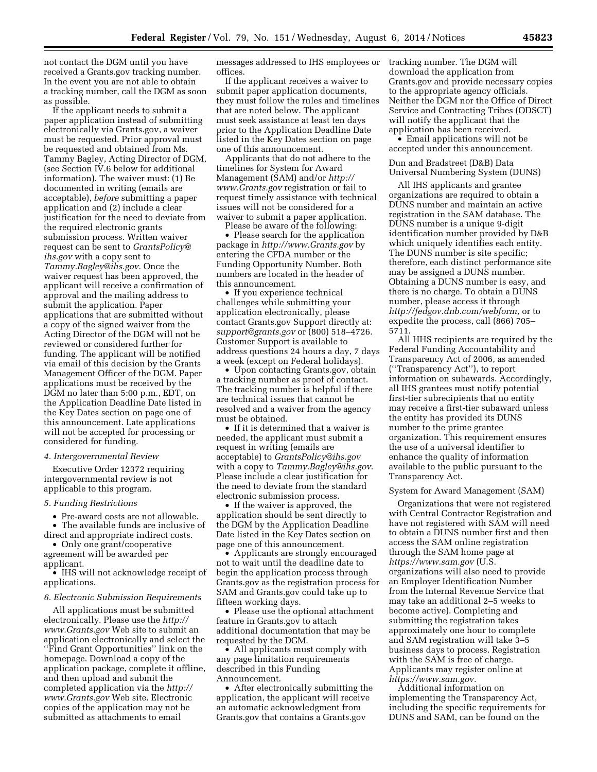not contact the DGM until you have received a Grants.gov tracking number. In the event you are not able to obtain a tracking number, call the DGM as soon as possible.

If the applicant needs to submit a paper application instead of submitting electronically via Grants.gov, a waiver must be requested. Prior approval must be requested and obtained from Ms. Tammy Bagley, Acting Director of DGM, (see Section IV.6 below for additional information). The waiver must: (1) Be documented in writing (emails are acceptable), *before* submitting a paper application and (2) include a clear justification for the need to deviate from the required electronic grants submission process. Written waiver request can be sent to *GrantsPolicy@ihs.gov* with a copy sent to *Tammy.Bagley@ihs.gov.* Once the waiver request has been approved, the applicant will receive a confirmation of approval and the mailing address to submit the application. Paper applications that are submitted without a copy of the signed waiver from the Acting Director of the DGM will not be reviewed or considered further for funding. The applicant will be notified via email of this decision by the Grants Management Officer of the DGM. Paper applications must be received by the DGM no later than 5:00 p.m., EDT, on the Application Deadline Date listed in the Key Dates section on page one of this announcement. Late applications will not be accepted for processing or considered for funding.

*4. Intergovernmental Review*

Executive Order 12372 requiring intergovernmental review is not applicable to this program.

*5. Funding Restrictions*

- Pre-award costs are not allowable.
- The available funds are inclusive of direct and appropriate indirect costs.
- Only one grant/cooperative agreement will be awarded per applicant.
- IHS will not acknowledge receipt of applications.

*6. Electronic Submission Requirements*

All applications must be submitted electronically. Please use the *http://www.Grants.gov* Web site to submit an application electronically and select the ''Find Grant Opportunities'' link on the homepage. Download a copy of the application package, complete it offline, and then upload and submit the completed application via the *http://www.Grants.gov* Web site. Electronic copies of the application may not be submitted as attachments to email messages addressed to IHS employees or offices.

If the applicant receives a waiver to submit paper application documents, they must follow the rules and timelines that are noted below. The applicant must seek assistance at least ten days prior to the Application Deadline Date listed in the Key Dates section on page one of this announcement.

Applicants that do not adhere to the timelines for System for Award Management (SAM) and/or *http://www.Grants.gov* registration or fail to request timely assistance with technical issues will not be considered for a waiver to submit a paper application.

Please be aware of the following:

- Please search for the application package in *http://www.Grants.gov* by entering the CFDA number or the Funding Opportunity Number. Both numbers are located in the header of this announcement.
- If you experience technical challenges while submitting your application electronically, please contact Grants.gov Support directly at: *support@grants.gov* or (800) 518–4726. Customer Support is available to address questions 24 hours a day, 7 days a week (except on Federal holidays).
- Upon contacting Grants.gov, obtain a tracking number as proof of contact. The tracking number is helpful if there are technical issues that cannot be resolved and a waiver from the agency must be obtained.
- If it is determined that a waiver is needed, the applicant must submit a request in writing (emails are acceptable) to *GrantsPolicy@ihs.gov* with a copy to *Tammy.Bagley@ihs.gov*. Please include a clear justification for the need to deviate from the standard electronic submission process.
- If the waiver is approved, the application should be sent directly to the DGM by the Application Deadline Date listed in the Key Dates section on page one of this announcement.
- Applicants are strongly encouraged not to wait until the deadline date to begin the application process through Grants.gov as the registration process for SAM and Grants.gov could take up to fifteen working days.
- Please use the optional attachment feature in Grants.gov to attach additional documentation that may be requested by the DGM.
- All applicants must comply with any page limitation requirements described in this Funding Announcement.
- After electronically submitting the application, the applicant will receive an automatic acknowledgment from Grants.gov that contains a Grants.gov tracking number. The DGM will download the application from Grants.gov and provide necessary copies to the appropriate agency officials. Neither the DGM nor the Office of Direct Service and Contracting Tribes (ODSCT) will notify the applicant that the application has been received.
- Email applications will not be accepted under this announcement.

Dun and Bradstreet (D&B) Data Universal Numbering System (DUNS)

All IHS applicants and grantee organizations are required to obtain a DUNS number and maintain an active registration in the SAM database. The DUNS number is a unique 9-digit identification number provided by D&B which uniquely identifies each entity. The DUNS number is site specific; therefore, each distinct performance site may be assigned a DUNS number. Obtaining a DUNS number is easy, and there is no charge. To obtain a DUNS number, please access it through *http://fedgov.dnb.com/webform,* or to expedite the process, call (866) 705–5711.

All HHS recipients are required by the Federal Funding Accountability and Transparency Act of 2006, as amended (''Transparency Act''), to report information on subawards. Accordingly, all IHS grantees must notify potential first-tier subrecipients that no entity may receive a first-tier subaward unless the entity has provided its DUNS number to the prime grantee organization. This requirement ensures the use of a universal identifier to enhance the quality of information available to the public pursuant to the Transparency Act.

System for Award Management (SAM)

Organizations that were not registered with Central Contractor Registration and have not registered with SAM will need to obtain a DUNS number first and then access the SAM online registration through the SAM home page at *https://www.sam.gov* (U.S. organizations will also need to provide an Employer Identification Number from the Internal Revenue Service that may take an additional 2–5 weeks to become active). Completing and submitting the registration takes approximately one hour to complete and SAM registration will take 3–5 business days to process. Registration with the SAM is free of charge. Applicants may register online at *https://www.sam.gov.*

Additional information on implementing the Transparency Act, including the specific requirements for DUNS and SAM, can be found on the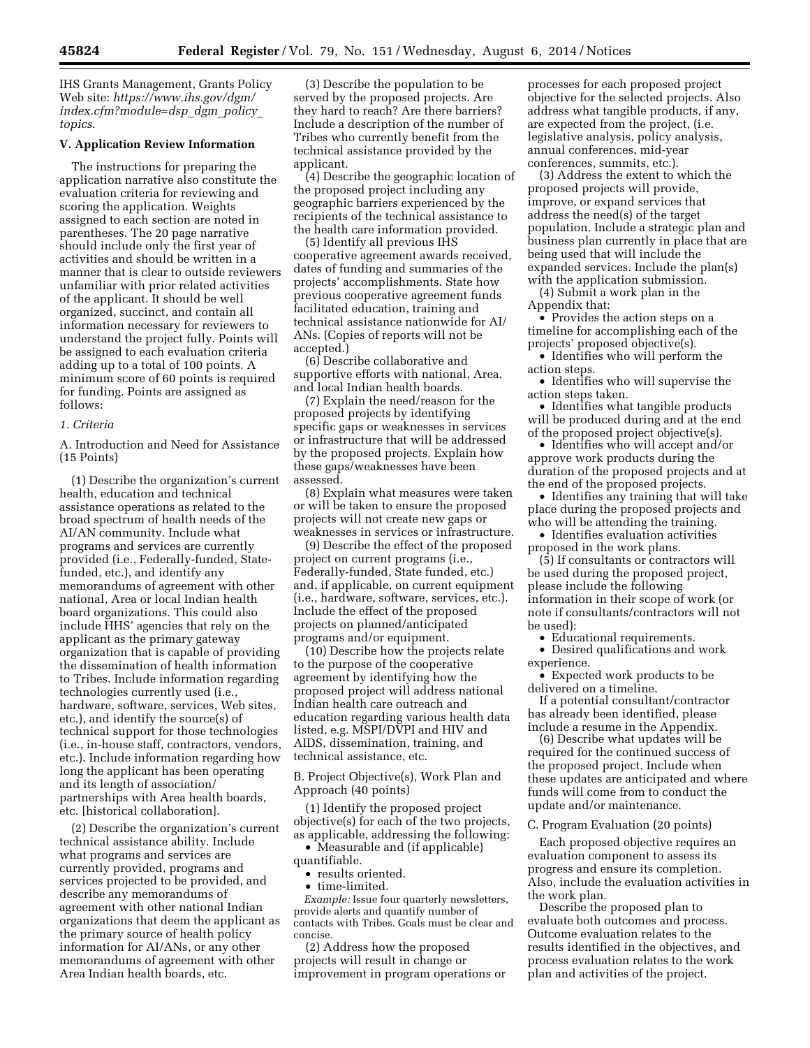IHS Grants Management, Grants Policy Web site: *https://www.ihs.gov/dgm/index.cfm?module=dsp_dgm_policy_topics.*

### V. Application Review Information

The instructions for preparing the application narrative also constitute the evaluation criteria for reviewing and scoring the application. Weights assigned to each section are noted in parentheses. The 20 page narrative should include only the first year of activities and should be written in a manner that is clear to outside reviewers unfamiliar with prior related activities of the applicant. It should be well organized, succinct, and contain all information necessary for reviewers to understand the project fully. Points will be assigned to each evaluation criteria adding up to a total of 100 points. A minimum score of 60 points is required for funding. Points are assigned as follows:

*1. Criteria*

A. Introduction and Need for Assistance (15 Points)

(1) Describe the organization's current health, education and technical assistance operations as related to the broad spectrum of health needs of the AI/AN community. Include what programs and services are currently provided (i.e., Federally-funded, State-funded, etc.), and identify any memorandums of agreement with other national, Area or local Indian health board organizations. This could also include HHS' agencies that rely on the applicant as the primary gateway organization that is capable of providing the dissemination of health information to Tribes. Include information regarding technologies currently used (i.e., hardware, software, services, Web sites, etc.), and identify the source(s) of technical support for those technologies (i.e., in-house staff, contractors, vendors, etc.). Include information regarding how long the applicant has been operating and its length of association/partnerships with Area health boards, etc. [historical collaboration].

(2) Describe the organization's current technical assistance ability. Include what programs and services are currently provided, programs and services projected to be provided, and describe any memorandums of agreement with other national Indian organizations that deem the applicant as the primary source of health policy information for AI/ANs, or any other memorandums of agreement with other Area Indian health boards, etc.

(3) Describe the population to be served by the proposed projects. Are they hard to reach? Are there barriers? Include a description of the number of Tribes who currently benefit from the technical assistance provided by the applicant.

(4) Describe the geographic location of the proposed project including any geographic barriers experienced by the recipients of the technical assistance to the health care information provided.

(5) Identify all previous IHS cooperative agreement awards received, dates of funding and summaries of the projects' accomplishments. State how previous cooperative agreement funds facilitated education, training and technical assistance nationwide for AI/ANs. (Copies of reports will not be accepted.)

(6) Describe collaborative and supportive efforts with national, Area, and local Indian health boards.

(7) Explain the need/reason for the proposed projects by identifying specific gaps or weaknesses in services or infrastructure that will be addressed by the proposed projects. Explain how these gaps/weaknesses have been assessed.

(8) Explain what measures were taken or will be taken to ensure the proposed projects will not create new gaps or weaknesses in services or infrastructure.

(9) Describe the effect of the proposed project on current programs (i.e., Federally-funded, State funded, etc.) and, if applicable, on current equipment (i.e., hardware, software, services, etc.). Include the effect of the proposed projects on planned/anticipated programs and/or equipment.

(10) Describe how the projects relate to the purpose of the cooperative agreement by identifying how the proposed project will address national Indian health care outreach and education regarding various health data listed, e.g. MSPI/DVPI and HIV and AIDS, dissemination, training, and technical assistance, etc.

B. Project Objective(s), Work Plan and Approach (40 points)

(1) Identify the proposed project objective(s) for each of the two projects, as applicable, addressing the following:

- Measurable and (if applicable) quantifiable.
- results oriented.
- time-limited.

*Example:* Issue four quarterly newsletters, provide alerts and quantify number of contacts with Tribes. Goals must be clear and concise.

(2) Address how the proposed projects will result in change or improvement in program operations or processes for each proposed project objective for the selected projects. Also address what tangible products, if any, are expected from the project, (i.e. legislative analysis, policy analysis, annual conferences, mid-year conferences, summits, etc.).

(3) Address the extent to which the proposed projects will provide, improve, or expand services that address the need(s) of the target population. Include a strategic plan and business plan currently in place that are being used that will include the expanded services. Include the plan(s) with the application submission.

(4) Submit a work plan in the Appendix that:

- Provides the action steps on a timeline for accomplishing each of the projects' proposed objective(s).
- Identifies who will perform the action steps.
- Identifies who will supervise the action steps taken.
- Identifies what tangible products will be produced during and at the end of the proposed project objective(s).
- Identifies who will accept and/or approve work products during the duration of the proposed projects and at the end of the proposed projects.
- Identifies any training that will take place during the proposed projects and who will be attending the training.
- Identifies evaluation activities proposed in the work plans.

(5) If consultants or contractors will be used during the proposed project, please include the following information in their scope of work (or note if consultants/contractors will not be used):

- Educational requirements.
- Desired qualifications and work experience.
- Expected work products to be delivered on a timeline.

If a potential consultant/contractor has already been identified, please include a resume in the Appendix.

(6) Describe what updates will be required for the continued success of the proposed project. Include when these updates are anticipated and where funds will come from to conduct the update and/or maintenance.

C. Program Evaluation (20 points)

Each proposed objective requires an evaluation component to assess its progress and ensure its completion. Also, include the evaluation activities in the work plan.

Describe the proposed plan to evaluate both outcomes and process. Outcome evaluation relates to the results identified in the objectives, and process evaluation relates to the work plan and activities of the project.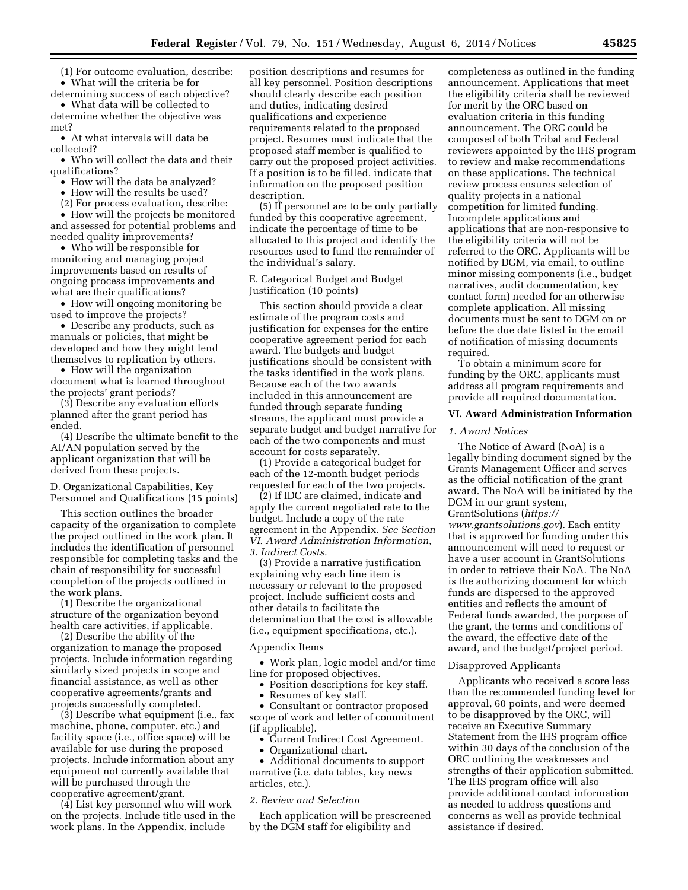(1) For outcome evaluation, describe:

- What will the criteria be for determining success of each objective?
- What data will be collected to determine whether the objective was met?
- At what intervals will data be collected?
- Who will collect the data and their qualifications?
- How will the data be analyzed?
- How will the results be used?

(2) For process evaluation, describe:

- How will the projects be monitored and assessed for potential problems and needed quality improvements?
- Who will be responsible for monitoring and managing project improvements based on results of ongoing process improvements and what are their qualifications?
- How will ongoing monitoring be used to improve the projects?
- Describe any products, such as manuals or policies, that might be developed and how they might lend themselves to replication by others.
- How will the organization document what is learned throughout the projects' grant periods?

(3) Describe any evaluation efforts planned after the grant period has ended.

(4) Describe the ultimate benefit to the AI/AN population served by the applicant organization that will be derived from these projects.

D. Organizational Capabilities, Key Personnel and Qualifications (15 points)

This section outlines the broader capacity of the organization to complete the project outlined in the work plan. It includes the identification of personnel responsible for completing tasks and the chain of responsibility for successful completion of the projects outlined in the work plans.

(1) Describe the organizational structure of the organization beyond health care activities, if applicable.

(2) Describe the ability of the organization to manage the proposed projects. Include information regarding similarly sized projects in scope and financial assistance, as well as other cooperative agreements/grants and projects successfully completed.

(3) Describe what equipment (i.e., fax machine, phone, computer, etc.) and facility space (i.e., office space) will be available for use during the proposed projects. Include information about any equipment not currently available that will be purchased through the cooperative agreement/grant.

(4) List key personnel who will work on the projects. Include title used in the work plans. In the Appendix, include position descriptions and resumes for all key personnel. Position descriptions should clearly describe each position and duties, indicating desired qualifications and experience requirements related to the proposed project. Resumes must indicate that the proposed staff member is qualified to carry out the proposed project activities. If a position is to be filled, indicate that information on the proposed position description.

(5) If personnel are to be only partially funded by this cooperative agreement, indicate the percentage of time to be allocated to this project and identify the resources used to fund the remainder of the individual's salary.

E. Categorical Budget and Budget Justification (10 points)

This section should provide a clear estimate of the program costs and justification for expenses for the entire cooperative agreement period for each award. The budgets and budget justifications should be consistent with the tasks identified in the work plans. Because each of the two awards included in this announcement are funded through separate funding streams, the applicant must provide a separate budget and budget narrative for each of the two components and must account for costs separately.

(1) Provide a categorical budget for each of the 12-month budget periods requested for each of the two projects.

(2) If IDC are claimed, indicate and apply the current negotiated rate to the budget. Include a copy of the rate agreement in the Appendix. *See Section VI. Award Administration Information, 3. Indirect Costs.*

(3) Provide a narrative justification explaining why each line item is necessary or relevant to the proposed project. Include sufficient costs and other details to facilitate the determination that the cost is allowable (i.e., equipment specifications, etc.).

Appendix Items

- Work plan, logic model and/or time line for proposed objectives.
- Position descriptions for key staff.
- Resumes of key staff.
- Consultant or contractor proposed scope of work and letter of commitment (if applicable).
- Current Indirect Cost Agreement.
- Organizational chart.
- Additional documents to support narrative (i.e. data tables, key news articles, etc.).

*2. Review and Selection*

Each application will be prescreened by the DGM staff for eligibility and completeness as outlined in the funding announcement. Applications that meet the eligibility criteria shall be reviewed for merit by the ORC based on evaluation criteria in this funding announcement. The ORC could be composed of both Tribal and Federal reviewers appointed by the IHS program to review and make recommendations on these applications. The technical review process ensures selection of quality projects in a national competition for limited funding. Incomplete applications and applications that are non-responsive to the eligibility criteria will not be referred to the ORC. Applicants will be notified by DGM, via email, to outline minor missing components (i.e., budget narratives, audit documentation, key contact form) needed for an otherwise complete application. All missing documents must be sent to DGM on or before the due date listed in the email of notification of missing documents required.

To obtain a minimum score for funding by the ORC, applicants must address all program requirements and provide all required documentation.

### VI. Award Administration Information

*1. Award Notices*

The Notice of Award (NoA) is a legally binding document signed by the Grants Management Officer and serves as the official notification of the grant award. The NoA will be initiated by the DGM in our grant system, GrantSolutions (*https://www.grantsolutions.gov*). Each entity that is approved for funding under this announcement will need to request or have a user account in GrantSolutions in order to retrieve their NoA. The NoA is the authorizing document for which funds are dispersed to the approved entities and reflects the amount of Federal funds awarded, the purpose of the grant, the terms and conditions of the award, the effective date of the award, and the budget/project period.

Disapproved Applicants

Applicants who received a score less than the recommended funding level for approval, 60 points, and were deemed to be disapproved by the ORC, will receive an Executive Summary Statement from the IHS program office within 30 days of the conclusion of the ORC outlining the weaknesses and strengths of their application submitted. The IHS program office will also provide additional contact information as needed to address questions and concerns as well as provide technical assistance if desired.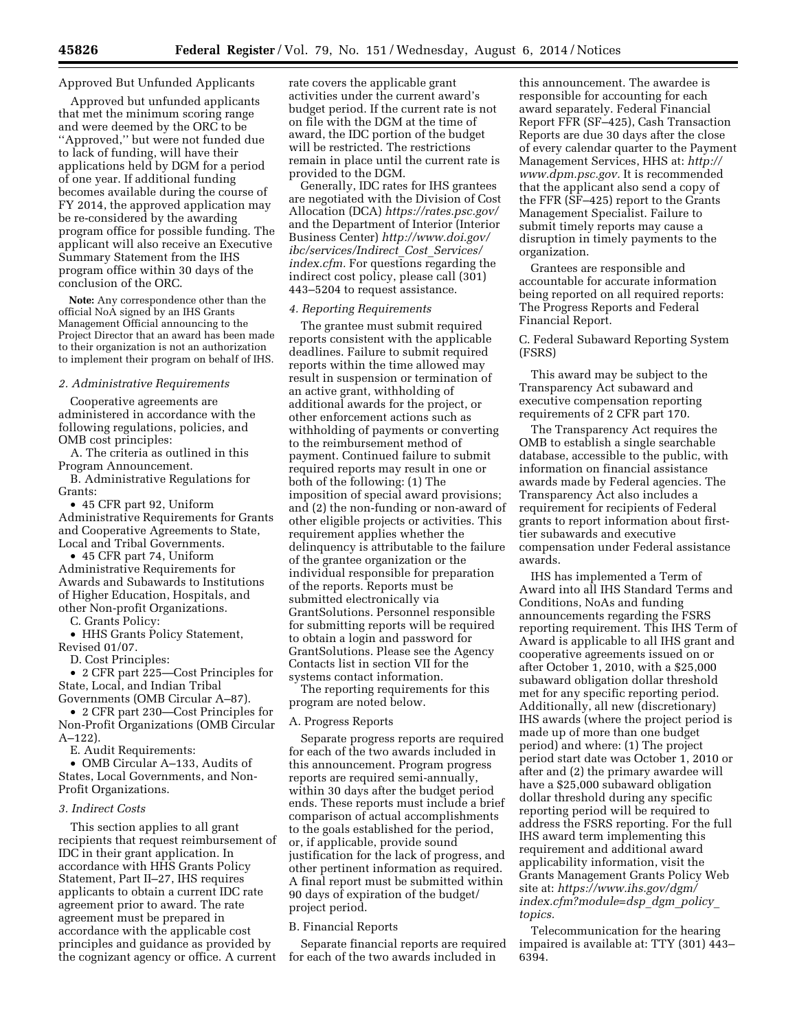Approved But Unfunded Applicants

Approved but unfunded applicants that met the minimum scoring range and were deemed by the ORC to be ''Approved,'' but were not funded due to lack of funding, will have their applications held by DGM for a period of one year. If additional funding becomes available during the course of FY 2014, the approved application may be re-considered by the awarding program office for possible funding. The applicant will also receive an Executive Summary Statement from the IHS program office within 30 days of the conclusion of the ORC.

**Note:** Any correspondence other than the official NoA signed by an IHS Grants Management Official announcing to the Project Director that an award has been made to their organization is not an authorization to implement their program on behalf of IHS.

*2. Administrative Requirements*

Cooperative agreements are administered in accordance with the following regulations, policies, and OMB cost principles:

A. The criteria as outlined in this Program Announcement.

B. Administrative Regulations for Grants:

- 45 CFR part 92, Uniform Administrative Requirements for Grants and Cooperative Agreements to State, Local and Tribal Governments.
- 45 CFR part 74, Uniform Administrative Requirements for Awards and Subawards to Institutions of Higher Education, Hospitals, and other Non-profit Organizations.

C. Grants Policy:

- HHS Grants Policy Statement, Revised 01/07.

D. Cost Principles:

- 2 CFR part 225—Cost Principles for State, Local, and Indian Tribal Governments (OMB Circular A–87).
- 2 CFR part 230—Cost Principles for Non-Profit Organizations (OMB Circular A–122).

E. Audit Requirements:

- OMB Circular A–133, Audits of States, Local Governments, and Non-Profit Organizations.

*3. Indirect Costs*

This section applies to all grant recipients that request reimbursement of IDC in their grant application. In accordance with HHS Grants Policy Statement, Part II–27, IHS requires applicants to obtain a current IDC rate agreement prior to award. The rate agreement must be prepared in accordance with the applicable cost principles and guidance as provided by the cognizant agency or office. A current rate covers the applicable grant activities under the current award's budget period. If the current rate is not on file with the DGM at the time of award, the IDC portion of the budget will be restricted. The restrictions remain in place until the current rate is provided to the DGM.

Generally, IDC rates for IHS grantees are negotiated with the Division of Cost Allocation (DCA) *https://rates.psc.gov/* and the Department of Interior (Interior Business Center) *http://www.doi.gov/ibc/services/Indirect_Cost_Services/index.cfm.* For questions regarding the indirect cost policy, please call (301) 443–5204 to request assistance.

*4. Reporting Requirements*

The grantee must submit required reports consistent with the applicable deadlines. Failure to submit required reports within the time allowed may result in suspension or termination of an active grant, withholding of additional awards for the project, or other enforcement actions such as withholding of payments or converting to the reimbursement method of payment. Continued failure to submit required reports may result in one or both of the following: (1) The imposition of special award provisions; and (2) the non-funding or non-award of other eligible projects or activities. This requirement applies whether the delinquency is attributable to the failure of the grantee organization or the individual responsible for preparation of the reports. Reports must be submitted electronically via GrantSolutions. Personnel responsible for submitting reports will be required to obtain a login and password for GrantSolutions. Please see the Agency Contacts list in section VII for the systems contact information.

The reporting requirements for this program are noted below.

A. Progress Reports

Separate progress reports are required for each of the two awards included in this announcement. Program progress reports are required semi-annually, within 30 days after the budget period ends. These reports must include a brief comparison of actual accomplishments to the goals established for the period, or, if applicable, provide sound justification for the lack of progress, and other pertinent information as required. A final report must be submitted within 90 days of expiration of the budget/project period.

B. Financial Reports

Separate financial reports are required for each of the two awards included in this announcement. The awardee is responsible for accounting for each award separately. Federal Financial Report FFR (SF–425), Cash Transaction Reports are due 30 days after the close of every calendar quarter to the Payment Management Services, HHS at: *http://www.dpm.psc.gov.* It is recommended that the applicant also send a copy of the FFR (SF–425) report to the Grants Management Specialist. Failure to submit timely reports may cause a disruption in timely payments to the organization.

Grantees are responsible and accountable for accurate information being reported on all required reports: The Progress Reports and Federal Financial Report.

C. Federal Subaward Reporting System (FSRS)

This award may be subject to the Transparency Act subaward and executive compensation reporting requirements of 2 CFR part 170.

The Transparency Act requires the OMB to establish a single searchable database, accessible to the public, with information on financial assistance awards made by Federal agencies. The Transparency Act also includes a requirement for recipients of Federal grants to report information about first-tier subawards and executive compensation under Federal assistance awards.

IHS has implemented a Term of Award into all IHS Standard Terms and Conditions, NoAs and funding announcements regarding the FSRS reporting requirement. This IHS Term of Award is applicable to all IHS grant and cooperative agreements issued on or after October 1, 2010, with a $25,000 subaward obligation dollar threshold met for any specific reporting period. Additionally, all new (discretionary) IHS awards (where the project period is made up of more than one budget period) and where: (1) The project period start date was October 1, 2010 or after and (2) the primary awardee will have a $25,000 subaward obligation dollar threshold during any specific reporting period will be required to address the FSRS reporting. For the full IHS award term implementing this requirement and additional award applicability information, visit the Grants Management Grants Policy Web site at: *https://www.ihs.gov/dgm/index.cfm?module=dsp_dgm_policy_topics.*

Telecommunication for the hearing impaired is available at: TTY (301) 443–6394.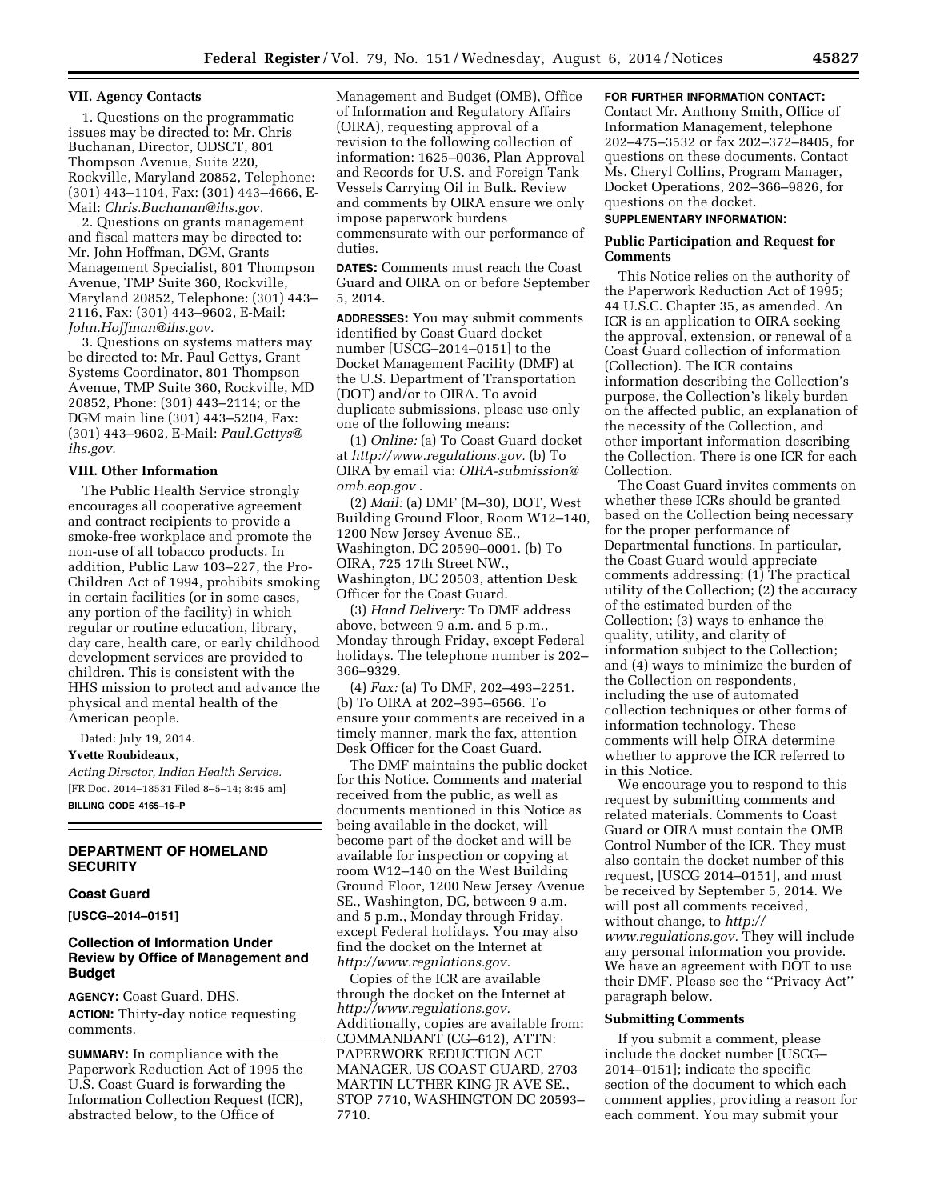## VII. Agency Contacts

1. Questions on the programmatic issues may be directed to: Mr. Chris Buchanan, Director, ODSCT, 801 Thompson Avenue, Suite 220, Rockville, Maryland 20852, Telephone: (301) 443–1104, Fax: (301) 443–4666, E-Mail: *Chris.Buchanan@ihs.gov.*

2. Questions on grants management and fiscal matters may be directed to: Mr. John Hoffman, DGM, Grants Management Specialist, 801 Thompson Avenue, TMP Suite 360, Rockville, Maryland 20852, Telephone: (301) 443–2116, Fax: (301) 443–9602, E-Mail: *John.Hoffman@ihs.gov.*

3. Questions on systems matters may be directed to: Mr. Paul Gettys, Grant Systems Coordinator, 801 Thompson Avenue, TMP Suite 360, Rockville, MD 20852, Phone: (301) 443–2114; or the DGM main line (301) 443–5204, Fax: (301) 443–9602, E-Mail: *Paul.Gettys@ihs.gov.*

## VIII. Other Information

The Public Health Service strongly encourages all cooperative agreement and contract recipients to provide a smoke-free workplace and promote the non-use of all tobacco products. In addition, Public Law 103–227, the Pro-Children Act of 1994, prohibits smoking in certain facilities (or in some cases, any portion of the facility) in which regular or routine education, library, day care, health care, or early childhood development services are provided to children. This is consistent with the HHS mission to protect and advance the physical and mental health of the American people.

Dated: July 19, 2014.

**Yvette Roubideaux,**

*Acting Director, Indian Health Service.*

[FR Doc. 2014–18531 Filed 8–5–14; 8:45 am]

**BILLING CODE 4165–16–P**

---

## DEPARTMENT OF HOMELAND SECURITY

### Coast Guard

**[USCG–2014–0151]**

### Collection of Information Under Review by Office of Management and Budget

**AGENCY:** Coast Guard, DHS.

**ACTION:** Thirty-day notice requesting comments.

**SUMMARY:** In compliance with the Paperwork Reduction Act of 1995 the U.S. Coast Guard is forwarding the Information Collection Request (ICR), abstracted below, to the Office of Management and Budget (OMB), Office of Information and Regulatory Affairs (OIRA), requesting approval of a revision to the following collection of information: 1625–0036, Plan Approval and Records for U.S. and Foreign Tank Vessels Carrying Oil in Bulk. Review and comments by OIRA ensure we only impose paperwork burdens commensurate with our performance of duties.

**DATES:** Comments must reach the Coast Guard and OIRA on or before September 5, 2014.

**ADDRESSES:** You may submit comments identified by Coast Guard docket number [USCG–2014–0151] to the Docket Management Facility (DMF) at the U.S. Department of Transportation (DOT) and/or to OIRA. To avoid duplicate submissions, please use only one of the following means:

(1) *Online:* (a) To Coast Guard docket at *http://www.regulations.gov.* (b) To OIRA by email via: *OIRA-submission@omb.eop.gov* .

(2) *Mail:* (a) DMF (M–30), DOT, West Building Ground Floor, Room W12–140, 1200 New Jersey Avenue SE., Washington, DC 20590–0001. (b) To OIRA, 725 17th Street NW., Washington, DC 20503, attention Desk Officer for the Coast Guard.

(3) *Hand Delivery:* To DMF address above, between 9 a.m. and 5 p.m., Monday through Friday, except Federal holidays. The telephone number is 202–366–9329.

(4) *Fax:* (a) To DMF, 202–493–2251. (b) To OIRA at 202–395–6566. To ensure your comments are received in a timely manner, mark the fax, attention Desk Officer for the Coast Guard.

The DMF maintains the public docket for this Notice. Comments and material received from the public, as well as documents mentioned in this Notice as being available in the docket, will become part of the docket and will be available for inspection or copying at room W12–140 on the West Building Ground Floor, 1200 New Jersey Avenue SE., Washington, DC, between 9 a.m. and 5 p.m., Monday through Friday, except Federal holidays. You may also find the docket on the Internet at *http://www.regulations.gov.*

Copies of the ICR are available through the docket on the Internet at *http://www.regulations.gov.* Additionally, copies are available from: COMMANDANT (CG–612), ATTN: PAPERWORK REDUCTION ACT MANAGER, US COAST GUARD, 2703 MARTIN LUTHER KING JR AVE SE., STOP 7710, WASHINGTON DC 20593–7710.

**FOR FURTHER INFORMATION CONTACT:** Contact Mr. Anthony Smith, Office of Information Management, telephone 202–475–3532 or fax 202–372–8405, for questions on these documents. Contact Ms. Cheryl Collins, Program Manager, Docket Operations, 202–366–9826, for questions on the docket.

**SUPPLEMENTARY INFORMATION:**

### Public Participation and Request for Comments

This Notice relies on the authority of the Paperwork Reduction Act of 1995; 44 U.S.C. Chapter 35, as amended. An ICR is an application to OIRA seeking the approval, extension, or renewal of a Coast Guard collection of information (Collection). The ICR contains information describing the Collection's purpose, the Collection's likely burden on the affected public, an explanation of the necessity of the Collection, and other important information describing the Collection. There is one ICR for each Collection.

The Coast Guard invites comments on whether these ICRs should be granted based on the Collection being necessary for the proper performance of Departmental functions. In particular, the Coast Guard would appreciate comments addressing: (1) The practical utility of the Collection; (2) the accuracy of the estimated burden of the Collection; (3) ways to enhance the quality, utility, and clarity of information subject to the Collection; and (4) ways to minimize the burden of the Collection on respondents, including the use of automated collection techniques or other forms of information technology. These comments will help OIRA determine whether to approve the ICR referred to in this Notice.

We encourage you to respond to this request by submitting comments and related materials. Comments to Coast Guard or OIRA must contain the OMB Control Number of the ICR. They must also contain the docket number of this request, [USCG 2014–0151], and must be received by September 5, 2014. We will post all comments received, without change, to *http://www.regulations.gov.* They will include any personal information you provide. We have an agreement with DOT to use their DMF. Please see the ''Privacy Act'' paragraph below.

### Submitting Comments

If you submit a comment, please include the docket number [USCG–2014–0151]; indicate the specific section of the document to which each comment applies, providing a reason for each comment. You may submit your